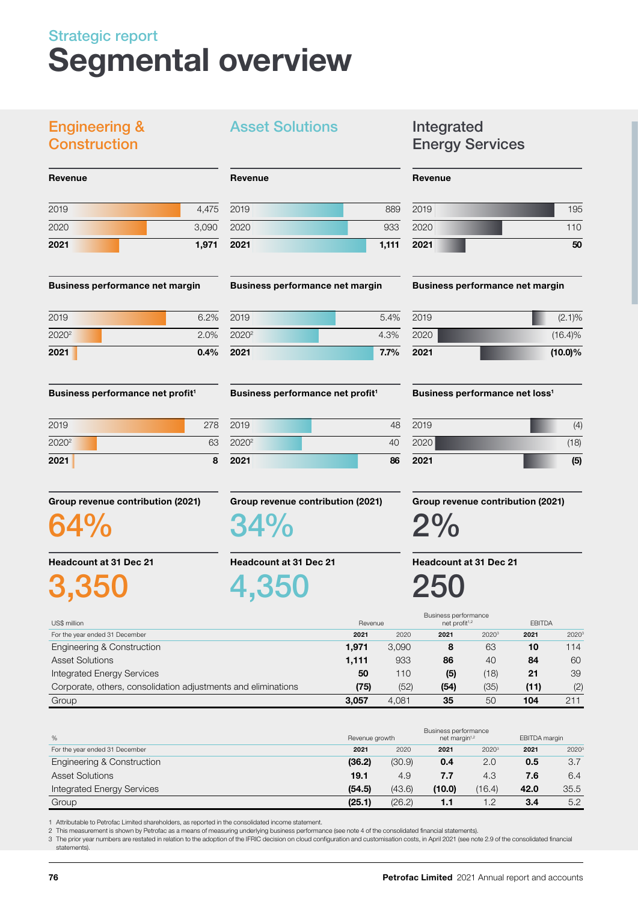Strategic report

# Segmental overview

## Engineering & Construction

**Revenue**

| | |
|---|---|
| 2019 | 4,475 |
| 2020 | 3,090 |
| **2021** | **1,971** |

**Business performance net margin**

| | |
|---|---|
| 2019 | 6.2% |
| 2020[2] | 2.0% |
| **2021** | **0.4%** |

**Business performance net profit[1]**

| | |
|---|---|
| 2019 | 278 |
| 2020[2] | 63 |
| **2021** | **8** |

**Group revenue contribution (2021)**

64%

**Headcount at 31 Dec 21**

3,350

## Asset Solutions

**Revenue**

| | |
|---|---|
| 2019 | 889 |
| 2020 | 933 |
| **2021** | **1,111** |

**Business performance net margin**

| | |
|---|---|
| 2019 | 5.4% |
| 2020[2] | 4.3% |
| **2021** | **7.7%** |

**Business performance net profit[1]**

| | |
|---|---|
| 2019 | 48 |
| 2020[2] | 40 |
| **2021** | **86** |

**Group revenue contribution (2021)**

34%

**Headcount at 31 Dec 21**

4,350

## Integrated Energy Services

**Revenue**

| | |
|---|---|
| 2019 | 195 |
| 2020 | 110 |
| **2021** | **50** |

**Business performance net margin**

| | |
|---|---|
| 2019 | (2.1)% |
| 2020 | (16.4)% |
| **2021** | **(10.0)%** |

**Business performance net loss[1]**

| | |
|---|---|
| 2019 | (4) |
| 2020 | (18) |
| **2021** | **(5)** |

**Group revenue contribution (2021)**

2%

**Headcount at 31 Dec 21**

250

| US$ million | Revenue | | Business performance net profit[1,2] | | EBITDA | |
|---|---|---|---|---|---|---|
| For the year ended 31 December | **2021** | 2020 | **2021** | 2020[3] | **2021** | 2020[3] |
| Engineering & Construction | **1,971** | 3,090 | **8** | 63 | **10** | 114 |
| Asset Solutions | **1,111** | 933 | **86** | 40 | **84** | 60 |
| Integrated Energy Services | **50** | 110 | **(5)** | (18) | **21** | 39 |
| Corporate, others, consolidation adjustments and eliminations | **(75)** | (52) | **(54)** | (35) | **(11)** | (2) |
| Group | **3,057** | 4,081 | **35** | 50 | **104** | 211 |

| % | Revenue growth | | Business performance net margin[1,2] | | EBITDA margin | |
|---|---|---|---|---|---|---|
| For the year ended 31 December | **2021** | 2020 | **2021** | 2020[3] | **2021** | 2020[3] |
| Engineering & Construction | **(36.2)** | (30.9) | **0.4** | 2.0 | **0.5** | 3.7 |
| Asset Solutions | **19.1** | 4.9 | **7.7** | 4.3 | **7.6** | 6.4 |
| Integrated Energy Services | **(54.5)** | (43.6) | **(10.0)** | (16.4) | **42.0** | 35.5 |
| Group | **(25.1)** | (26.2) | **1.1** | 1.2 | **3.4** | 5.2 |

1 Attributable to Petrofac Limited shareholders, as reported in the consolidated income statement.
2 This measurement is shown by Petrofac as a means of measuring underlying business performance (see note 4 of the consolidated financial statements).
3 The prior year numbers are restated in relation to the adoption of the IFRIC decision on cloud configuration and customisation costs, in April 2021 (see note 2.9 of the consolidated financial statements).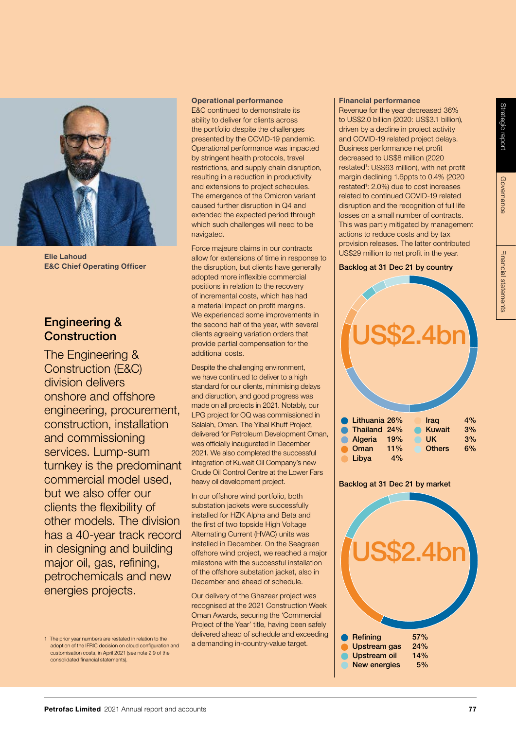Elie Lahoud
**E&C Chief Operating Officer**

## Engineering & Construction

The Engineering & Construction (E&C) division delivers onshore and offshore engineering, procurement, construction, installation and commissioning services. Lump-sum turnkey is the predominant commercial model used, but we also offer our clients the flexibility of other models. The division has a 40-year track record in designing and building major oil, gas, refining, petrochemicals and new energies projects.

### Operational performance

E&C continued to demonstrate its ability to deliver for clients across the portfolio despite the challenges presented by the COVID-19 pandemic. Operational performance was impacted by stringent health protocols, travel restrictions, and supply chain disruption, resulting in a reduction in productivity and extensions to project schedules. The emergence of the Omicron variant caused further disruption in Q4 and extended the expected period through which such challenges will need to be navigated.

Force majeure claims in our contracts allow for extensions of time in response to the disruption, but clients have generally adopted more inflexible commercial positions in relation to the recovery of incremental costs, which has had a material impact on profit margins. We experienced some improvements in the second half of the year, with several clients agreeing variation orders that provide partial compensation for the additional costs.

Despite the challenging environment, we have continued to deliver to a high standard for our clients, minimising delays and disruption, and good progress was made on all projects in 2021. Notably, our LPG project for OQ was commissioned in Salalah, Oman. The Yibal Khuff Project, delivered for Petroleum Development Oman, was officially inaugurated in December 2021. We also completed the successful integration of Kuwait Oil Company's new Crude Oil Control Centre at the Lower Fars heavy oil development project.

In our offshore wind portfolio, both substation jackets were successfully installed for HZK Alpha and Beta and the first of two topside High Voltage Alternating Current (HVAC) units was installed in December. On the Seagreen offshore wind project, we reached a major milestone with the successful installation of the offshore substation jacket, also in December and ahead of schedule.

Our delivery of the Ghazeer project was recognised at the 2021 Construction Week Oman Awards, securing the 'Commercial Project of the Year' title, having been safely delivered ahead of schedule and exceeding a demanding in-country-value target.

### Financial performance

Revenue for the year decreased 36% to US$2.0 billion (2020: US$3.1 billion), driven by a decline in project activity and COVID-19 related project delays. Business performance net profit decreased to US$8 million (2020 restated[1]: US$63 million), with net profit margin declining 1.6ppts to 0.4% (2020 restated[1]: 2.0%) due to cost increases related to continued COVID-19 related disruption and the recognition of full life losses on a small number of contracts. This was partly mitigated by management actions to reduce costs and by tax provision releases. The latter contributed US$29 million to net profit in the year.

**Backlog at 31 Dec 21 by country**

US$2.4bn

| Country | % |
|---|---|
| Lithuania | 26% |
| Thailand | 24% |
| Algeria | 19% |
| Oman | 11% |
| Libya | 4% |
| Iraq | 4% |
| Kuwait | 3% |
| UK | 3% |
| Others | 6% |

**Backlog at 31 Dec 21 by market**

US$2.4bn

| Market | % |
|---|---|
| Refining | 57% |
| Upstream gas | 24% |
| Upstream oil | 14% |
| New energies | 5% |

1 The prior year numbers are restated in relation to the adoption of the IFRIC decision on cloud configuration and customisation costs, in April 2021 (see note 2.9 of the consolidated financial statements).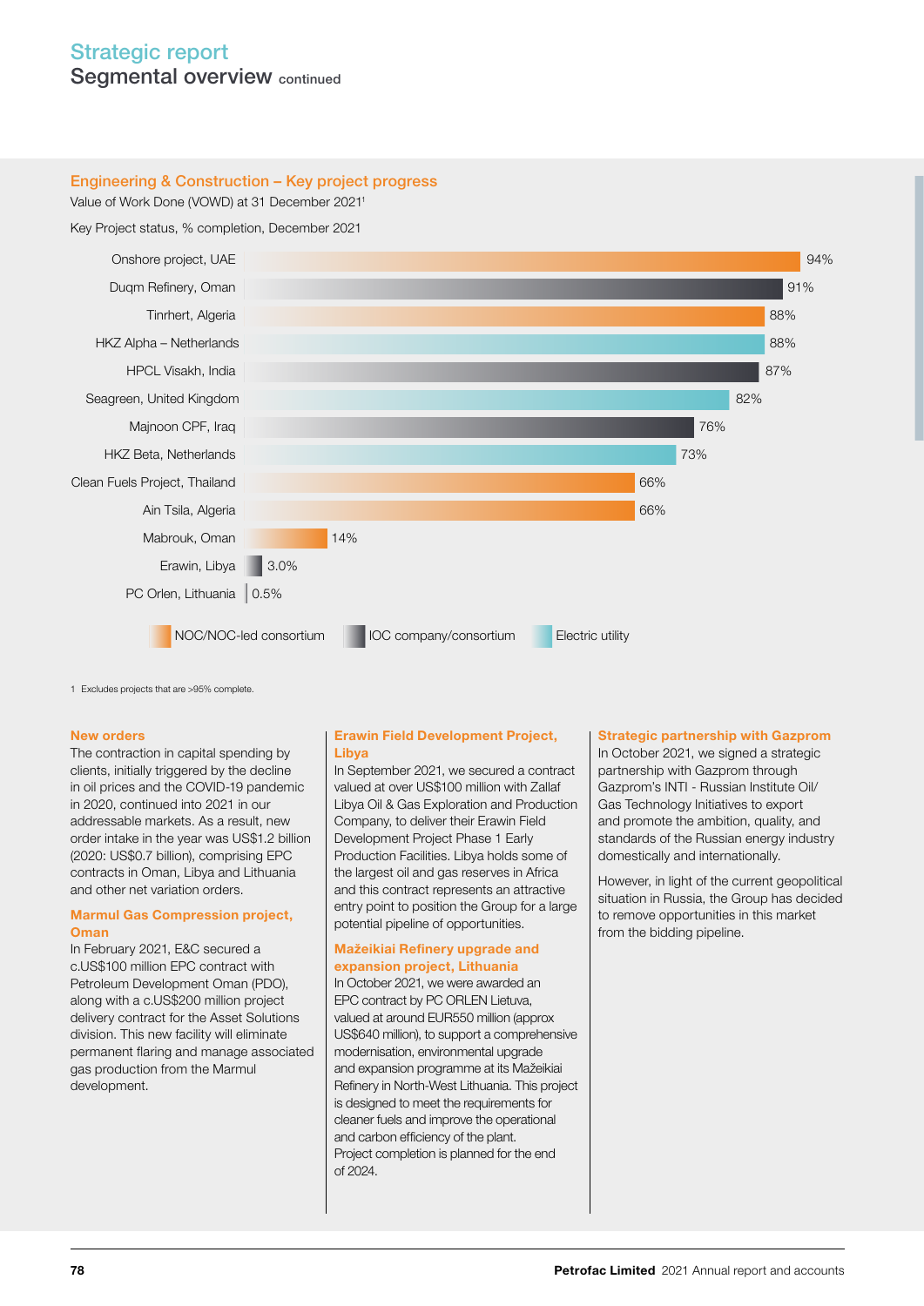# Strategic report
## Segmental overview continued

### Engineering & Construction – Key project progress

Value of Work Done (VOWD) at 31 December 2021[1]

Key Project status, % completion, December 2021

| Project | % completion | Client type |
|---|---|---|
| Onshore project, UAE | 94% | NOC/NOC-led consortium |
| Duqm Refinery, Oman | 91% | IOC company/consortium |
| Tinrhert, Algeria | 88% | NOC/NOC-led consortium |
| HKZ Alpha – Netherlands | 88% | Electric utility |
| HPCL Visakh, India | 87% | IOC company/consortium |
| Seagreen, United Kingdom | 82% | Electric utility |
| Majnoon CPF, Iraq | 76% | IOC company/consortium |
| HKZ Beta, Netherlands | 73% | Electric utility |
| Clean Fuels Project, Thailand | 66% | NOC/NOC-led consortium |
| Ain Tsila, Algeria | 66% | NOC/NOC-led consortium |
| Mabrouk, Oman | 14% | NOC/NOC-led consortium |
| Erawin, Libya | 3.0% | IOC company/consortium |
| PC Orlen, Lithuania | 0.5% | IOC company/consortium |

1 Excludes projects that are >95% complete.

### New orders

The contraction in capital spending by clients, initially triggered by the decline in oil prices and the COVID-19 pandemic in 2020, continued into 2021 in our addressable markets. As a result, new order intake in the year was US$1.2 billion (2020: US$0.7 billion), comprising EPC contracts in Oman, Libya and Lithuania and other net variation orders.

### Marmul Gas Compression project, Oman

In February 2021, E&C secured a c.US$100 million EPC contract with Petroleum Development Oman (PDO), along with a c.US$200 million project delivery contract for the Asset Solutions division. This new facility will eliminate permanent flaring and manage associated gas production from the Marmul development.

### Erawin Field Development Project, Libya

In September 2021, we secured a contract valued at over US$100 million with Zallaf Libya Oil & Gas Exploration and Production Company, to deliver their Erawin Field Development Project Phase 1 Early Production Facilities. Libya holds some of the largest oil and gas reserves in Africa and this contract represents an attractive entry point to position the Group for a large potential pipeline of opportunities.

### Mažeikiai Refinery upgrade and expansion project, Lithuania

In October 2021, we were awarded an EPC contract by PC ORLEN Lietuva, valued at around EUR550 million (approx US$640 million), to support a comprehensive modernisation, environmental upgrade and expansion programme at its Mažeikiai Refinery in North-West Lithuania. This project is designed to meet the requirements for cleaner fuels and improve the operational and carbon efficiency of the plant. Project completion is planned for the end of 2024.

### Strategic partnership with Gazprom

In October 2021, we signed a strategic partnership with Gazprom through Gazprom's INTI - Russian Institute Oil/Gas Technology Initiatives to export and promote the ambition, quality, and standards of the Russian energy industry domestically and internationally.

However, in light of the current geopolitical situation in Russia, the Group has decided to remove opportunities in this market from the bidding pipeline.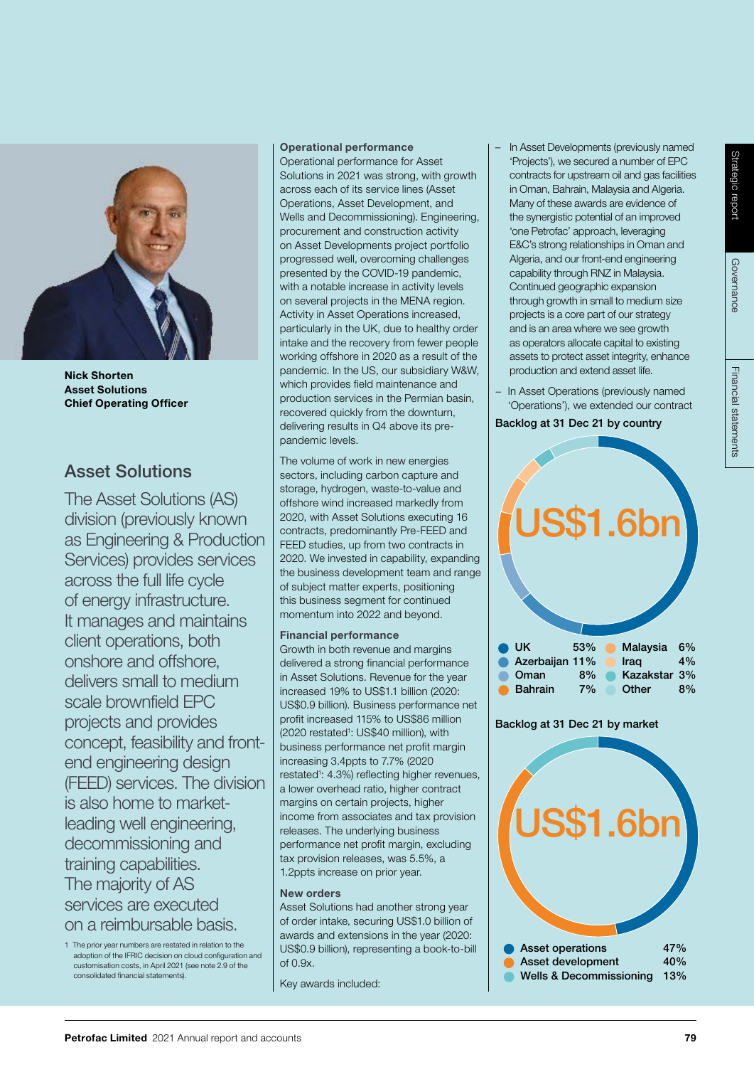**Nick Shorten**
**Asset Solutions**
**Chief Operating Officer**

## Asset Solutions

The Asset Solutions (AS) division (previously known as Engineering & Production Services) provides services across the full life cycle of energy infrastructure. It manages and maintains client operations, both onshore and offshore, delivers small to medium scale brownfield EPC projects and provides concept, feasibility and front-end engineering design (FEED) services. The division is also home to market-leading well engineering, decommissioning and training capabilities. The majority of AS services are executed on a reimbursable basis.

1 The prior year numbers are restated in relation to the adoption of the IFRIC decision on cloud configuration and customisation costs, in April 2021 (see note 2.9 of the consolidated financial statements).

### Operational performance

Operational performance for Asset Solutions in 2021 was strong, with growth across each of its service lines (Asset Operations, Asset Development, and Wells and Decommissioning). Engineering, procurement and construction activity on Asset Developments project portfolio progressed well, overcoming challenges presented by the COVID-19 pandemic, with a notable increase in activity levels on several projects in the MENA region. Activity in Asset Operations increased, particularly in the UK, due to healthy order intake and the recovery from fewer people working offshore in 2020 as a result of the pandemic. In the US, our subsidiary W&W, which provides field maintenance and production services in the Permian basin, recovered quickly from the downturn, delivering results in Q4 above its pre-pandemic levels.

The volume of work in new energies sectors, including carbon capture and storage, hydrogen, waste-to-value and offshore wind increased markedly from 2020, with Asset Solutions executing 16 contracts, predominantly Pre-FEED and FEED studies, up from two contracts in 2020. We invested in capability, expanding the business development team and range of subject matter experts, positioning this business segment for continued momentum into 2022 and beyond.

### Financial performance

Growth in both revenue and margins delivered a strong financial performance in Asset Solutions. Revenue for the year increased 19% to US$1.1 billion (2020: US$0.9 billion). Business performance net profit increased 115% to US$86 million (2020 restated[1]: US$40 million), with business performance net profit margin increasing 3.4ppts to 7.7% (2020 restated[1]: 4.3%) reflecting higher revenues, a lower overhead ratio, higher contract margins on certain projects, higher income from associates and tax provision releases. The underlying business performance net profit margin, excluding tax provision releases, was 5.5%, a 1.2ppts increase on prior year.

### New orders

Asset Solutions had another strong year of order intake, securing US$1.0 billion of awards and extensions in the year (2020: US$0.9 billion), representing a book-to-bill of 0.9x.

Key awards included:

- In Asset Developments (previously named 'Projects'), we secured a number of EPC contracts for upstream oil and gas facilities in Oman, Bahrain, Malaysia and Algeria. Many of these awards are evidence of the synergistic potential of an improved 'one Petrofac' approach, leveraging E&C's strong relationships in Oman and Algeria, and our front-end engineering capability through RNZ in Malaysia. Continued geographic expansion through growth in small to medium size projects is a core part of our strategy and is an area where we see growth as operators allocate capital to existing assets to protect asset integrity, enhance production and extend asset life.
- In Asset Operations (previously named 'Operations'), we extended our contract

**Backlog at 31 Dec 21 by country**

US$1.6bn

| Country | % |
|---|---|
| UK | 53% |
| Azerbaijan | 11% |
| Oman | 8% |
| Bahrain | 7% |
| Malaysia | 6% |
| Iraq | 4% |
| Kazakstan | 3% |
| Other | 8% |

**Backlog at 31 Dec 21 by market**

US$1.6bn

| Market | % |
|---|---|
| Asset operations | 47% |
| Asset development | 40% |
| Wells & Decommissioning | 13% |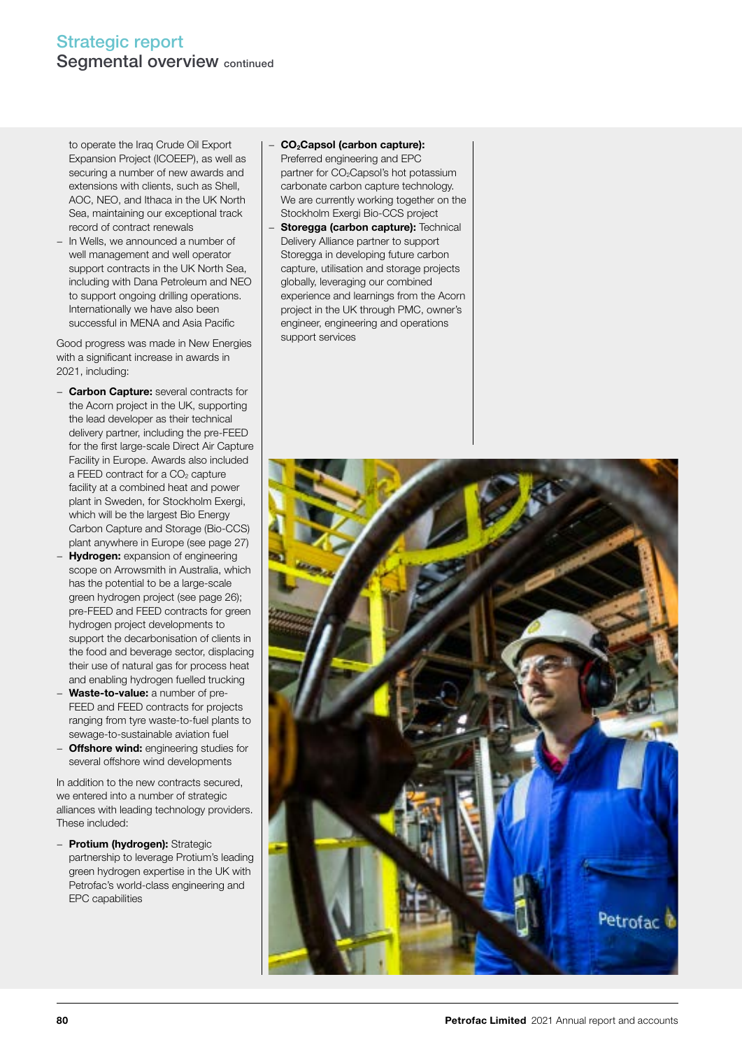to operate the Iraq Crude Oil Export Expansion Project (ICOEEP), as well as securing a number of new awards and extensions with clients, such as Shell, AOC, NEO, and Ithaca in the UK North Sea, maintaining our exceptional track record of contract renewals

- In Wells, we announced a number of well management and well operator support contracts in the UK North Sea, including with Dana Petroleum and NEO to support ongoing drilling operations. Internationally we have also been successful in MENA and Asia Pacific

Good progress was made in New Energies with a significant increase in awards in 2021, including:

- **Carbon Capture:** several contracts for the Acorn project in the UK, supporting the lead developer as their technical delivery partner, including the pre-FEED for the first large-scale Direct Air Capture Facility in Europe. Awards also included a FEED contract for a $CO_2$ capture facility at a combined heat and power plant in Sweden, for Stockholm Exergi, which will be the largest Bio Energy Carbon Capture and Storage (Bio-CCS) plant anywhere in Europe (see page 27)
- **Hydrogen:** expansion of engineering scope on Arrowsmith in Australia, which has the potential to be a large-scale green hydrogen project (see page 26); pre-FEED and FEED contracts for green hydrogen project developments to support the decarbonisation of clients in the food and beverage sector, displacing their use of natural gas for process heat and enabling hydrogen fuelled trucking
- **Waste-to-value:** a number of pre-FEED and FEED contracts for projects ranging from tyre waste-to-fuel plants to sewage-to-sustainable aviation fuel
- **Offshore wind:** engineering studies for several offshore wind developments

In addition to the new contracts secured, we entered into a number of strategic alliances with leading technology providers. These included:

- **Protium (hydrogen):** Strategic partnership to leverage Protium's leading green hydrogen expertise in the UK with Petrofac's world-class engineering and EPC capabilities
- **$CO_2$Capsol (carbon capture):** Preferred engineering and EPC partner for $CO_2$Capsol's hot potassium carbonate carbon capture technology. We are currently working together on the Stockholm Exergi Bio-CCS project
- **Storegga (carbon capture):** Technical Delivery Alliance partner to support Storegga in developing future carbon capture, utilisation and storage projects globally, leveraging our combined experience and learnings from the Acorn project in the UK through PMC, owner's engineer, engineering and operations support services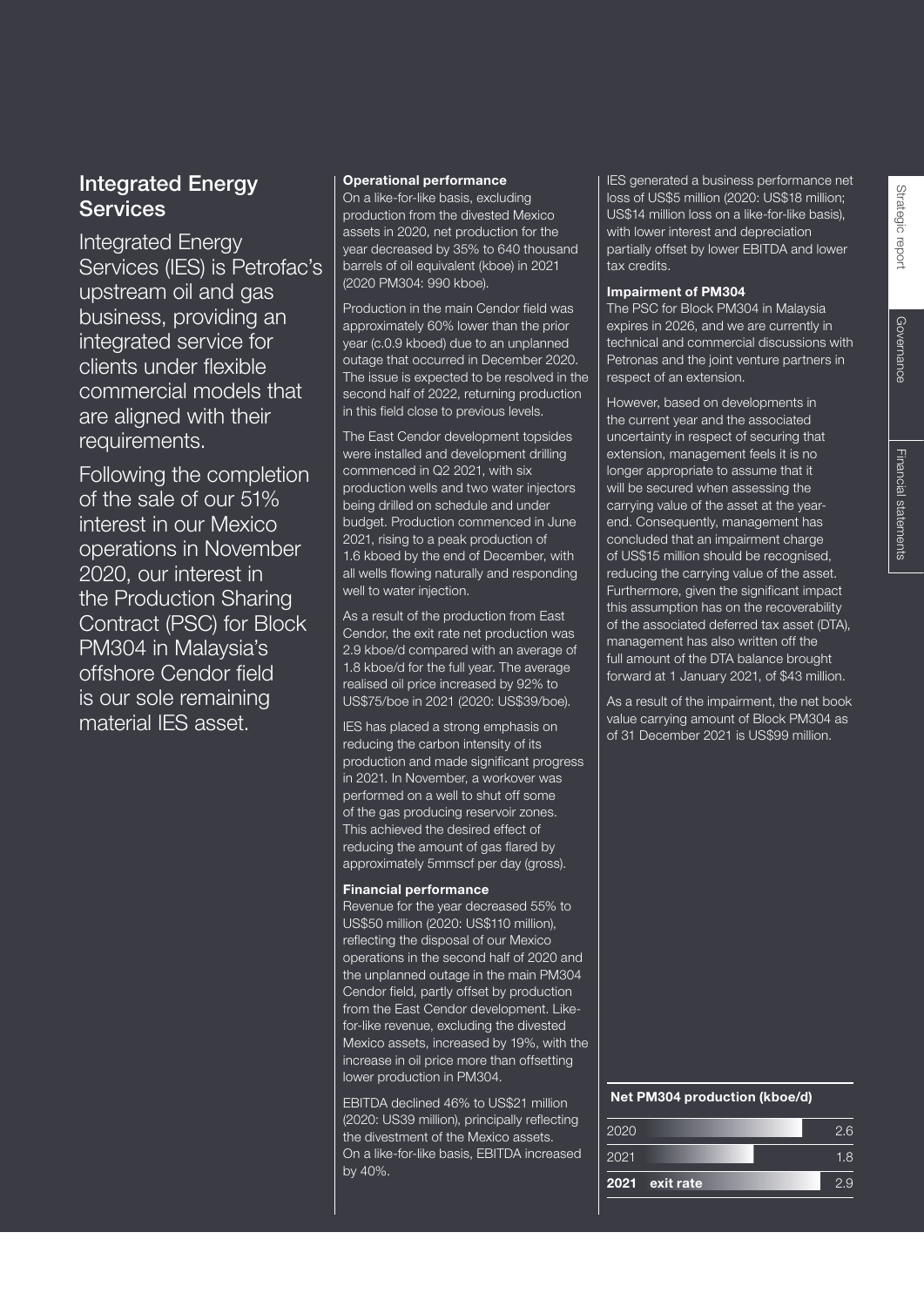## Integrated Energy Services

Integrated Energy Services (IES) is Petrofac's upstream oil and gas business, providing an integrated service for clients under flexible commercial models that are aligned with their requirements.

Following the completion of the sale of our 51% interest in our Mexico operations in November 2020, our interest in the Production Sharing Contract (PSC) for Block PM304 in Malaysia's offshore Cendor field is our sole remaining material IES asset.

**Operational performance**

On a like-for-like basis, excluding production from the divested Mexico assets in 2020, net production for the year decreased by 35% to 640 thousand barrels of oil equivalent (kboe) in 2021 (2020 PM304: 990 kboe).

Production in the main Cendor field was approximately 60% lower than the prior year (c.0.9 kboed) due to an unplanned outage that occurred in December 2020. The issue is expected to be resolved in the second half of 2022, returning production in this field close to previous levels.

The East Cendor development topsides were installed and development drilling commenced in Q2 2021, with six production wells and two water injectors being drilled on schedule and under budget. Production commenced in June 2021, rising to a peak production of 1.6 kboed by the end of December, with all wells flowing naturally and responding well to water injection.

As a result of the production from East Cendor, the exit rate net production was 2.9 kboe/d compared with an average of 1.8 kboe/d for the full year. The average realised oil price increased by 92% to US$75/boe in 2021 (2020: US$39/boe).

IES has placed a strong emphasis on reducing the carbon intensity of its production and made significant progress in 2021. In November, a workover was performed on a well to shut off some of the gas producing reservoir zones. This achieved the desired effect of reducing the amount of gas flared by approximately 5mmscf per day (gross).

**Financial performance**

Revenue for the year decreased 55% to US$50 million (2020: US$110 million), reflecting the disposal of our Mexico operations in the second half of 2020 and the unplanned outage in the main PM304 Cendor field, partly offset by production from the East Cendor development. Like-for-like revenue, excluding the divested Mexico assets, increased by 19%, with the increase in oil price more than offsetting lower production in PM304.

EBITDA declined 46% to US$21 million (2020: US39 million), principally reflecting the divestment of the Mexico assets. On a like-for-like basis, EBITDA increased by 40%.

IES generated a business performance net loss of US$5 million (2020: US$18 million; US$14 million loss on a like-for-like basis), with lower interest and depreciation partially offset by lower EBITDA and lower tax credits.

**Impairment of PM304**

The PSC for Block PM304 in Malaysia expires in 2026, and we are currently in technical and commercial discussions with Petronas and the joint venture partners in respect of an extension.

However, based on developments in the current year and the associated uncertainty in respect of securing that extension, management feels it is no longer appropriate to assume that it will be secured when assessing the carrying value of the asset at the year-end. Consequently, management has concluded that an impairment charge of US$15 million should be recognised, reducing the carrying value of the asset. Furthermore, given the significant impact this assumption has on the recoverability of the associated deferred tax asset (DTA), management has also written off the full amount of the DTA balance brought forward at 1 January 2021, of $43 million.

As a result of the impairment, the net book value carrying amount of Block PM304 as of 31 December 2021 is US$99 million.

**Net PM304 production (kboe/d)**

| Year | kboe/d |
|---|---|
| 2020 | 2.6 |
| 2021 | 1.8 |
| **2021 exit rate** | 2.9 |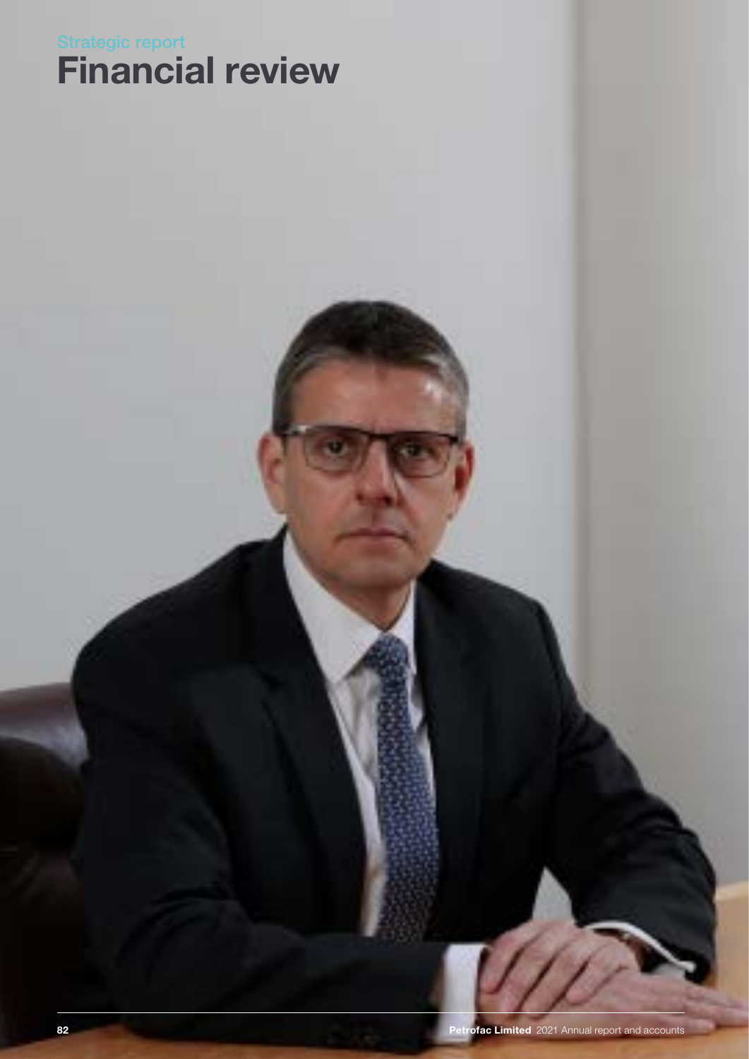Strategic report

# Financial review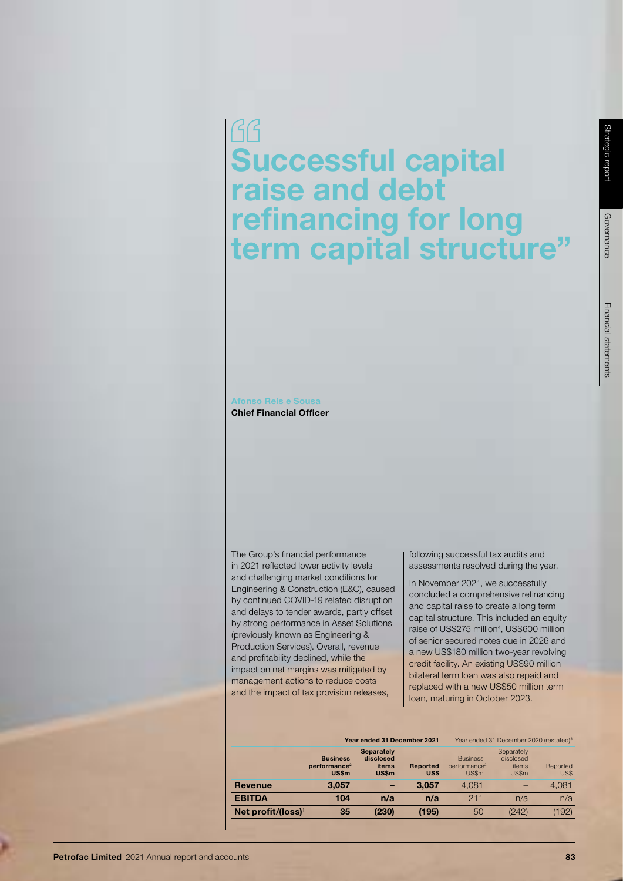# "Successful capital raise and debt refinancing for long term capital structure"

Afonso Reis e Sousa
**Chief Financial Officer**

The Group's financial performance in 2021 reflected lower activity levels and challenging market conditions for Engineering & Construction (E&C), caused by continued COVID-19 related disruption and delays to tender awards, partly offset by strong performance in Asset Solutions (previously known as Engineering & Production Services). Overall, revenue and profitability declined, while the impact on net margins was mitigated by management actions to reduce costs and the impact of tax provision releases, following successful tax audits and assessments resolved during the year.

In November 2021, we successfully concluded a comprehensive refinancing and capital raise to create a long term capital structure. This included an equity raise of US$275 million[4], US$600 million of senior secured notes due in 2026 and a new US$180 million two-year revolving credit facility. An existing US$90 million bilateral term loan was also repaid and replaced with a new US$50 million term loan, maturing in October 2023.

| | Year ended 31 December 2021 | | | Year ended 31 December 2020 (restated)[3] | | |
|---|---|---|---|---|---|---|
| | **Business performance[2] US$m** | **Separately disclosed items US$m** | **Reported US$** | Business performance[2] US$m | Separately disclosed items US$m | Reported US$ |
| **Revenue** | **3,057** | **–** | **3,057** | 4,081 | – | 4,081 |
| **EBITDA** | **104** | **n/a** | **n/a** | 211 | n/a | n/a |
| **Net profit/(loss)[1]** | **35** | **(230)** | **(195)** | 50 | (242) | (192) |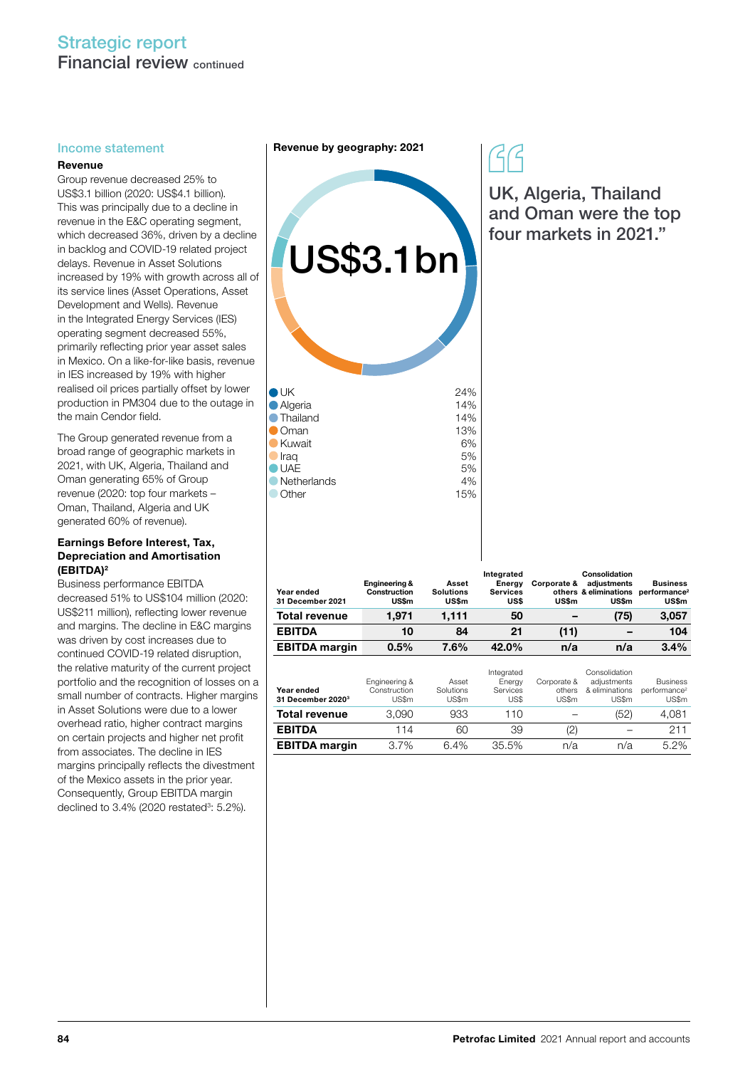## Income statement

### Revenue

Group revenue decreased 25% to US$3.1 billion (2020: US$4.1 billion). This was principally due to a decline in revenue in the E&C operating segment, which decreased 36%, driven by a decline in backlog and COVID-19 related project delays. Revenue in Asset Solutions increased by 19% with growth across all of its service lines (Asset Operations, Asset Development and Wells). Revenue in the Integrated Energy Services (IES) operating segment decreased 55%, primarily reflecting prior year asset sales in Mexico. On a like-for-like basis, revenue in IES increased by 19% with higher realised oil prices partially offset by lower production in PM304 due to the outage in the main Cendor field.

The Group generated revenue from a broad range of geographic markets in 2021, with UK, Algeria, Thailand and Oman generating 65% of Group revenue (2020: top four markets – Oman, Thailand, Algeria and UK generated 60% of revenue).

### Earnings Before Interest, Tax, Depreciation and Amortisation (EBITDA)[2]

Business performance EBITDA decreased 51% to US$104 million (2020: US$211 million), reflecting lower revenue and margins. The decline in E&C margins was driven by cost increases due to continued COVID-19 related disruption, the relative maturity of the current project portfolio and the recognition of losses on a small number of contracts. Higher margins in Asset Solutions were due to a lower overhead ratio, higher contract margins on certain projects and higher net profit from associates. The decline in IES margins principally reflects the divestment of the Mexico assets in the prior year. Consequently, Group EBITDA margin declined to 3.4% (2020 restated[3]: 5.2%).

**Revenue by geography: 2021**

US$3.1bn

| | |
|---|---|
| UK | 24% |
| Algeria | 14% |
| Thailand | 14% |
| Oman | 13% |
| Kuwait | 6% |
| Iraq | 5% |
| UAE | 5% |
| Netherlands | 4% |
| Other | 15% |

> UK, Algeria, Thailand and Oman were the top four markets in 2021."

| Year ended 31 December 2021 | Engineering & Construction US$m | Asset Solutions US$m | Integrated Energy Services US$ | Corporate & others US$m | Consolidation adjustments & eliminations US$m | Business performance[2] US$m |
|---|---|---|---|---|---|---|
| **Total revenue** | **1,971** | **1,111** | **50** | **–** | **(75)** | **3,057** |
| **EBITDA** | **10** | **84** | **21** | **(11)** | **–** | **104** |
| **EBITDA margin** | **0.5%** | **7.6%** | **42.0%** | **n/a** | **n/a** | **3.4%** |

| Year ended 31 December 2020[3] | Engineering & Construction US$m | Asset Solutions US$m | Integrated Energy Services US$ | Corporate & others US$m | Consolidation adjustments & eliminations US$m | Business performance[2] US$m |
|---|---|---|---|---|---|---|
| **Total revenue** | 3,090 | 933 | 110 | – | (52) | 4,081 |
| **EBITDA** | 114 | 60 | 39 | (2) | – | 211 |
| **EBITDA margin** | 3.7% | 6.4% | 35.5% | n/a | n/a | 5.2% |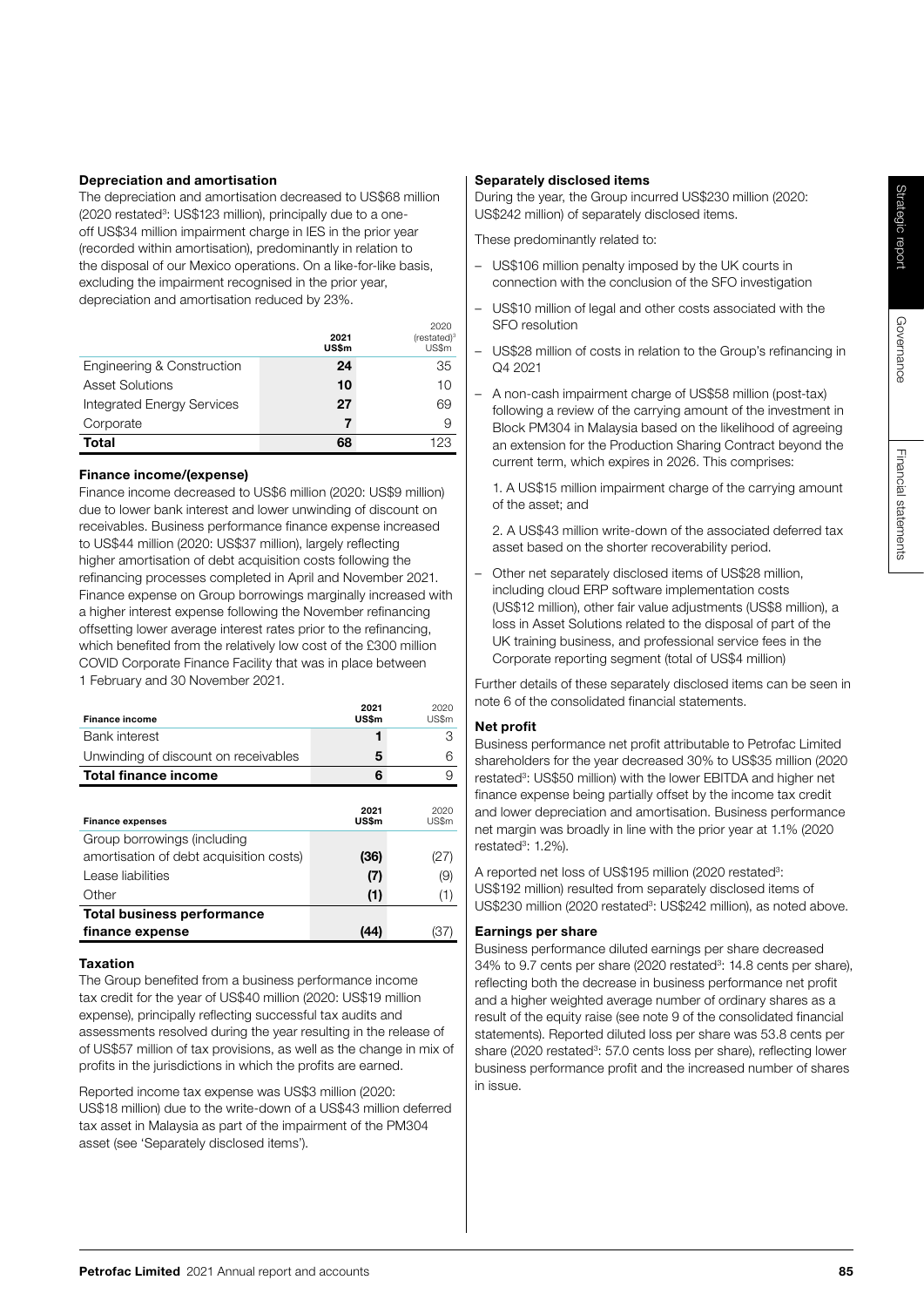### Depreciation and amortisation

The depreciation and amortisation decreased to US$68 million (2020 restated[3]: US$123 million), principally due to a one-off US$34 million impairment charge in IES in the prior year (recorded within amortisation), predominantly in relation to the disposal of our Mexico operations. On a like-for-like basis, excluding the impairment recognised in the prior year, depreciation and amortisation reduced by 23%.

| | 2021 US$m | 2020 (restated)[3] US$m |
|---|---|---|
| Engineering & Construction | 24 | 35 |
| Asset Solutions | 10 | 10 |
| Integrated Energy Services | 27 | 69 |
| Corporate | 7 | 9 |
| **Total** | **68** | 123 |

### Finance income/(expense)

Finance income decreased to US$6 million (2020: US$9 million) due to lower bank interest and lower unwinding of discount on receivables. Business performance finance expense increased to US$44 million (2020: US$37 million), largely reflecting higher amortisation of debt acquisition costs following the refinancing processes completed in April and November 2021. Finance expense on Group borrowings marginally increased with a higher interest expense following the November refinancing offsetting lower average interest rates prior to the refinancing, which benefited from the relatively low cost of the £300 million COVID Corporate Finance Facility that was in place between 1 February and 30 November 2021.

| Finance income | 2021 US$m | 2020 US$m |
|---|---|---|
| Bank interest | 1 | 3 |
| Unwinding of discount on receivables | 5 | 6 |
| **Total finance income** | **6** | 9 |

| Finance expenses | 2021 US$m | 2020 US$m |
|---|---|---|
| Group borrowings (including amortisation of debt acquisition costs) | (36) | (27) |
| Lease liabilities | (7) | (9) |
| Other | (1) | (1) |
| **Total business performance finance expense** | **(44)** | (37) |

### Taxation

The Group benefited from a business performance income tax credit for the year of US$40 million (2020: US$19 million expense), principally reflecting successful tax audits and assessments resolved during the year resulting in the release of of US$57 million of tax provisions, as well as the change in mix of profits in the jurisdictions in which the profits are earned.

Reported income tax expense was US$3 million (2020: US$18 million) due to the write-down of a US$43 million deferred tax asset in Malaysia as part of the impairment of the PM304 asset (see 'Separately disclosed items').

### Separately disclosed items

During the year, the Group incurred US$230 million (2020: US$242 million) of separately disclosed items.

These predominantly related to:

- US$106 million penalty imposed by the UK courts in connection with the conclusion of the SFO investigation
- US$10 million of legal and other costs associated with the SFO resolution
- US$28 million of costs in relation to the Group's refinancing in Q4 2021
- A non-cash impairment charge of US$58 million (post-tax) following a review of the carrying amount of the investment in Block PM304 in Malaysia based on the likelihood of agreeing an extension for the Production Sharing Contract beyond the current term, which expires in 2026. This comprises:

  1. A US$15 million impairment charge of the carrying amount of the asset; and

  2. A US$43 million write-down of the associated deferred tax asset based on the shorter recoverability period.

- Other net separately disclosed items of US$28 million, including cloud ERP software implementation costs (US$12 million), other fair value adjustments (US$8 million), a loss in Asset Solutions related to the disposal of part of the UK training business, and professional service fees in the Corporate reporting segment (total of US$4 million)

Further details of these separately disclosed items can be seen in note 6 of the consolidated financial statements.

### Net profit

Business performance net profit attributable to Petrofac Limited shareholders for the year decreased 30% to US$35 million (2020 restated[3]: US$50 million) with the lower EBITDA and higher net finance expense being partially offset by the income tax credit and lower depreciation and amortisation. Business performance net margin was broadly in line with the prior year at 1.1% (2020 restated[3]: 1.2%).

A reported net loss of US$195 million (2020 restated[3]: US$192 million) resulted from separately disclosed items of US$230 million (2020 restated[3]: US$242 million), as noted above.

### Earnings per share

Business performance diluted earnings per share decreased 34% to 9.7 cents per share (2020 restated[3]: 14.8 cents per share), reflecting both the decrease in business performance net profit and a higher weighted average number of ordinary shares as a result of the equity raise (see note 9 of the consolidated financial statements). Reported diluted loss per share was 53.8 cents per share (2020 restated[3]: 57.0 cents loss per share), reflecting lower business performance profit and the increased number of shares in issue.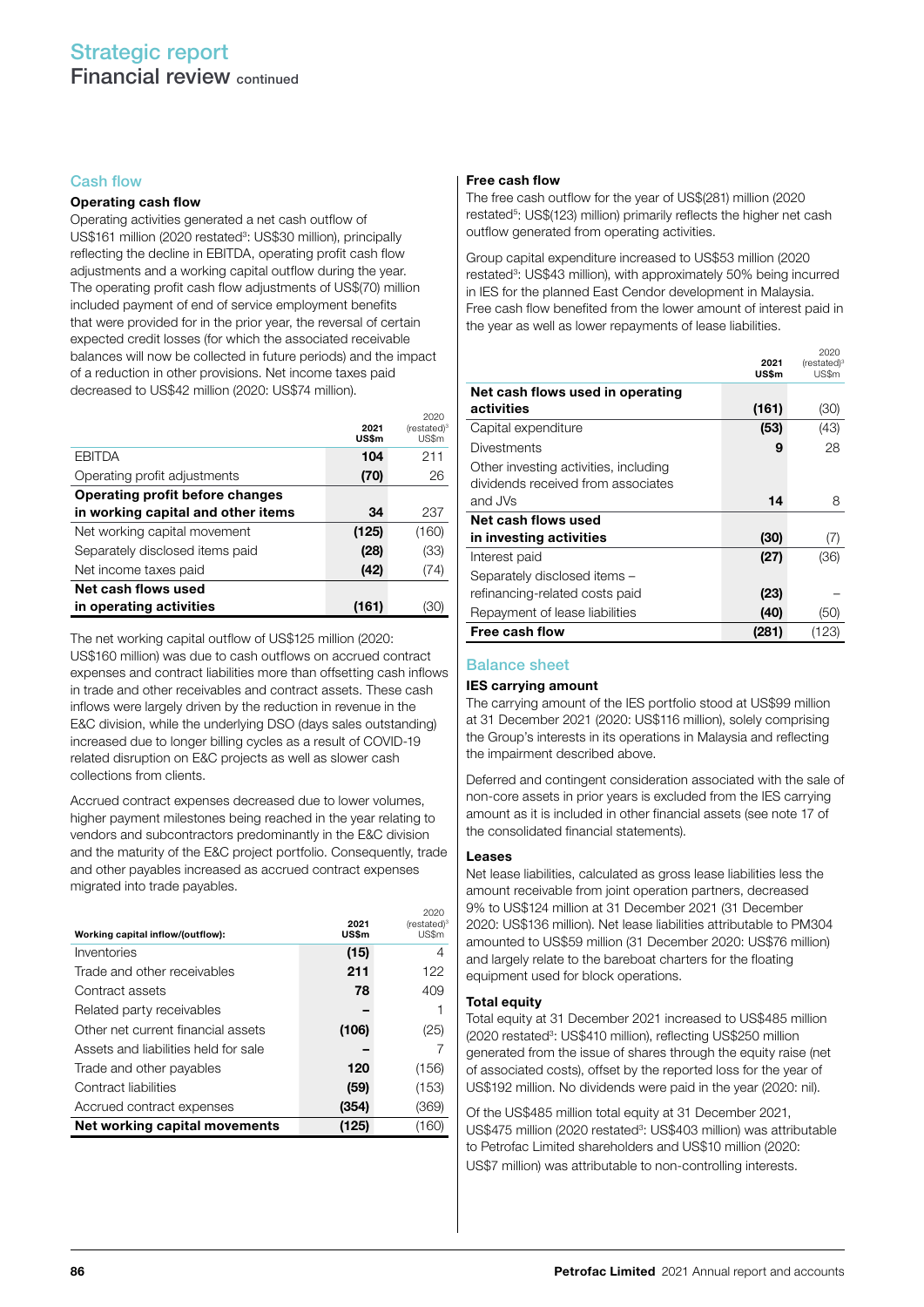## Cash flow

### Operating cash flow

Operating activities generated a net cash outflow of US$161 million (2020 restated[3]: US$30 million), principally reflecting the decline in EBITDA, operating profit cash flow adjustments and a working capital outflow during the year. The operating profit cash flow adjustments of US$(70) million included payment of end of service employment benefits that were provided for in the prior year, the reversal of certain expected credit losses (for which the associated receivable balances will now be collected in future periods) and the impact of a reduction in other provisions. Net income taxes paid decreased to US$42 million (2020: US$74 million).

| | 2021 US$m | 2020 (restated)[3] US$m |
|---|---|---|
| EBITDA | **104** | 211 |
| Operating profit adjustments | **(70)** | 26 |
| **Operating profit before changes in working capital and other items** | **34** | 237 |
| Net working capital movement | **(125)** | (160) |
| Separately disclosed items paid | **(28)** | (33) |
| Net income taxes paid | **(42)** | (74) |
| **Net cash flows used in operating activities** | **(161)** | (30) |

The net working capital outflow of US$125 million (2020: US$160 million) was due to cash outflows on accrued contract expenses and contract liabilities more than offsetting cash inflows in trade and other receivables and contract assets. These cash inflows were largely driven by the reduction in revenue in the E&C division, while the underlying DSO (days sales outstanding) increased due to longer billing cycles as a result of COVID-19 related disruption on E&C projects as well as slower cash collections from clients.

Accrued contract expenses decreased due to lower volumes, higher payment milestones being reached in the year relating to vendors and subcontractors predominantly in the E&C division and the maturity of the E&C project portfolio. Consequently, trade and other payables increased as accrued contract expenses migrated into trade payables.

| Working capital inflow/(outflow): | 2021 US$m | 2020 (restated)[3] US$m |
|---|---|---|
| Inventories | **(15)** | 4 |
| Trade and other receivables | **211** | 122 |
| Contract assets | **78** | 409 |
| Related party receivables | **–** | 1 |
| Other net current financial assets | **(106)** | (25) |
| Assets and liabilities held for sale | **–** | 7 |
| Trade and other payables | **120** | (156) |
| Contract liabilities | **(59)** | (153) |
| Accrued contract expenses | **(354)** | (369) |
| **Net working capital movements** | **(125)** | (160) |

### Free cash flow

The free cash outflow for the year of US$(281) million (2020 restated[5]: US$(123) million) primarily reflects the higher net cash outflow generated from operating activities.

Group capital expenditure increased to US$53 million (2020 restated[3]: US$43 million), with approximately 50% being incurred in IES for the planned East Cendor development in Malaysia. Free cash flow benefited from the lower amount of interest paid in the year as well as lower repayments of lease liabilities.

| | 2021 US$m | 2020 (restated)[3] US$m |
|---|---|---|
| **Net cash flows used in operating activities** | **(161)** | (30) |
| Capital expenditure | **(53)** | (43) |
| Divestments | **9** | 28 |
| Other investing activities, including dividends received from associates and JVs | **14** | 8 |
| **Net cash flows used in investing activities** | **(30)** | (7) |
| Interest paid | **(27)** | (36) |
| Separately disclosed items – refinancing-related costs paid | **(23)** | – |
| Repayment of lease liabilities | **(40)** | (50) |
| **Free cash flow** | **(281)** | (123) |

## Balance sheet

### IES carrying amount

The carrying amount of the IES portfolio stood at US$99 million at 31 December 2021 (2020: US$116 million), solely comprising the Group's interests in its operations in Malaysia and reflecting the impairment described above.

Deferred and contingent consideration associated with the sale of non-core assets in prior years is excluded from the IES carrying amount as it is included in other financial assets (see note 17 of the consolidated financial statements).

### Leases

Net lease liabilities, calculated as gross lease liabilities less the amount receivable from joint operation partners, decreased 9% to US$124 million at 31 December 2021 (31 December 2020: US$136 million). Net lease liabilities attributable to PM304 amounted to US$59 million (31 December 2020: US$76 million) and largely relate to the bareboat charters for the floating equipment used for block operations.

### Total equity

Total equity at 31 December 2021 increased to US$485 million (2020 restated[3]: US$410 million), reflecting US$250 million generated from the issue of shares through the equity raise (net of associated costs), offset by the reported loss for the year of US$192 million. No dividends were paid in the year (2020: nil).

Of the US$485 million total equity at 31 December 2021, US$475 million (2020 restated[3]: US$403 million) was attributable to Petrofac Limited shareholders and US$10 million (2020: US$7 million) was attributable to non-controlling interests.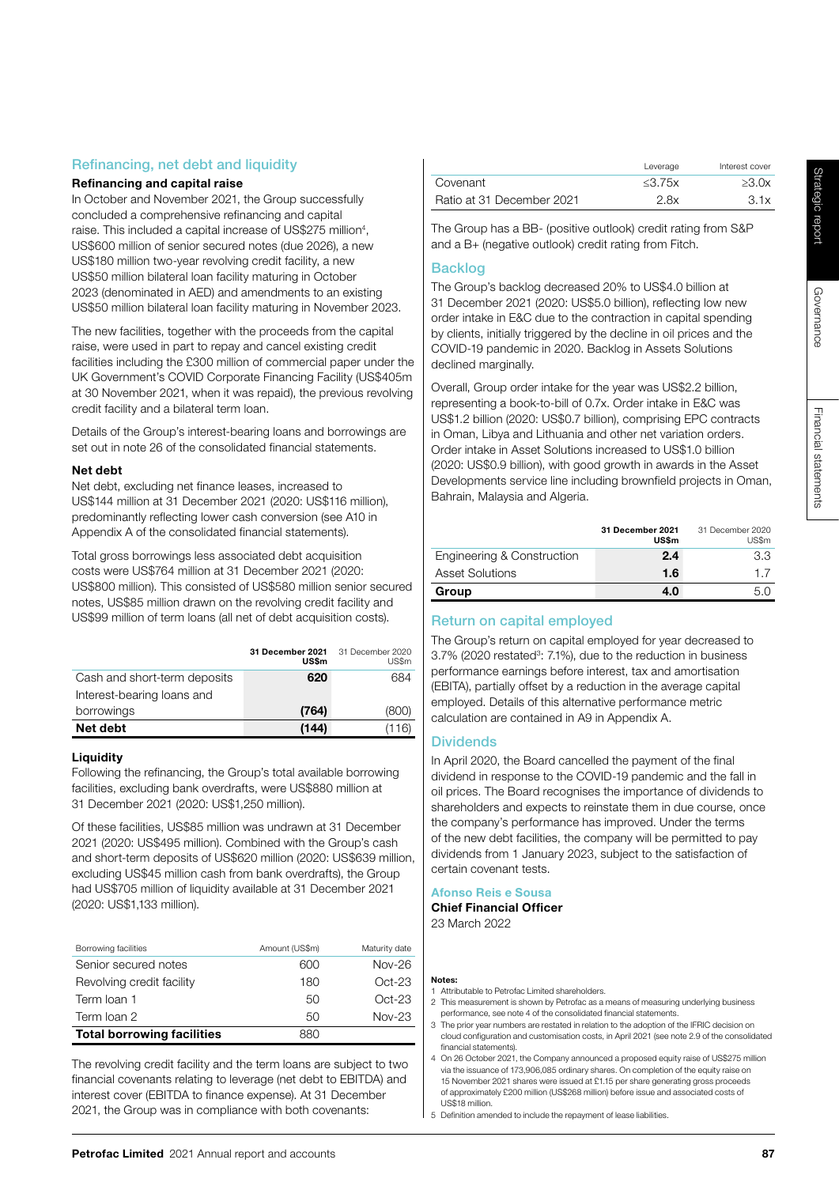## Refinancing, net debt and liquidity

### Refinancing and capital raise

In October and November 2021, the Group successfully concluded a comprehensive refinancing and capital raise. This included a capital increase of US$275 million[4], US$600 million of senior secured notes (due 2026), a new US$180 million two-year revolving credit facility, a new US$50 million bilateral loan facility maturing in October 2023 (denominated in AED) and amendments to an existing US$50 million bilateral loan facility maturing in November 2023.

The new facilities, together with the proceeds from the capital raise, were used in part to repay and cancel existing credit facilities including the £300 million of commercial paper under the UK Government's COVID Corporate Financing Facility (US$405m at 30 November 2021, when it was repaid), the previous revolving credit facility and a bilateral term loan.

Details of the Group's interest-bearing loans and borrowings are set out in note 26 of the consolidated financial statements.

### Net debt

Net debt, excluding net finance leases, increased to US$144 million at 31 December 2021 (2020: US$116 million), predominantly reflecting lower cash conversion (see A10 in Appendix A of the consolidated financial statements).

Total gross borrowings less associated debt acquisition costs were US$764 million at 31 December 2021 (2020: US$800 million). This consisted of US$580 million senior secured notes, US$85 million drawn on the revolving credit facility and US$99 million of term loans (all net of debt acquisition costs).

| | **31 December 2021 US$m** | 31 December 2020 US$m |
|---|---|---|
| Cash and short-term deposits | **620** | 684 |
| Interest-bearing loans and borrowings | **(764)** | (800) |
| **Net debt** | **(144)** | (116) |

### Liquidity

Following the refinancing, the Group's total available borrowing facilities, excluding bank overdrafts, were US$880 million at 31 December 2021 (2020: US$1,250 million).

Of these facilities, US$85 million was undrawn at 31 December 2021 (2020: US$495 million). Combined with the Group's cash and short-term deposits of US$620 million (2020: US$639 million, excluding US$45 million cash from bank overdrafts), the Group had US$705 million of liquidity available at 31 December 2021 (2020: US$1,133 million).

| Borrowing facilities | Amount (US$m) | Maturity date |
|---|---|---|
| Senior secured notes | 600 | Nov-26 |
| Revolving credit facility | 180 | Oct-23 |
| Term loan 1 | 50 | Oct-23 |
| Term loan 2 | 50 | Nov-23 |
| **Total borrowing facilities** | 880 | |

The revolving credit facility and the term loans are subject to two financial covenants relating to leverage (net debt to EBITDA) and interest cover (EBITDA to finance expense). At 31 December 2021, the Group was in compliance with both covenants:

| | Leverage | Interest cover |
|---|---|---|
| Covenant | ≤3.75x | ≥3.0x |
| Ratio at 31 December 2021 | 2.8x | 3.1x |

The Group has a BB- (positive outlook) credit rating from S&P and a B+ (negative outlook) credit rating from Fitch.

## Backlog

The Group's backlog decreased 20% to US$4.0 billion at 31 December 2021 (2020: US$5.0 billion), reflecting low new order intake in E&C due to the contraction in capital spending by clients, initially triggered by the decline in oil prices and the COVID-19 pandemic in 2020. Backlog in Assets Solutions declined marginally.

Overall, Group order intake for the year was US$2.2 billion, representing a book-to-bill of 0.7x. Order intake in E&C was US$1.2 billion (2020: US$0.7 billion), comprising EPC contracts in Oman, Libya and Lithuania and other net variation orders. Order intake in Asset Solutions increased to US$1.0 billion (2020: US$0.9 billion), with good growth in awards in the Asset Developments service line including brownfield projects in Oman, Bahrain, Malaysia and Algeria.

| | **31 December 2021 US$m** | 31 December 2020 US$m |
|---|---|---|
| Engineering & Construction | **2.4** | 3.3 |
| Asset Solutions | **1.6** | 1.7 |
| **Group** | **4.0** | 5.0 |

## Return on capital employed

The Group's return on capital employed for year decreased to 3.7% (2020 restated[3]: 7.1%), due to the reduction in business performance earnings before interest, tax and amortisation (EBITA), partially offset by a reduction in the average capital employed. Details of this alternative performance metric calculation are contained in A9 in Appendix A.

## Dividends

In April 2020, the Board cancelled the payment of the final dividend in response to the COVID-19 pandemic and the fall in oil prices. The Board recognises the importance of dividends to shareholders and expects to reinstate them in due course, once the company's performance has improved. Under the terms of the new debt facilities, the company will be permitted to pay dividends from 1 January 2023, subject to the satisfaction of certain covenant tests.

**Afonso Reis e Sousa**
**Chief Financial Officer**
23 March 2022

**Notes:**
1 Attributable to Petrofac Limited shareholders.
2 This measurement is shown by Petrofac as a means of measuring underlying business performance, see note 4 of the consolidated financial statements.
3 The prior year numbers are restated in relation to the adoption of the IFRIC decision on cloud configuration and customisation costs, in April 2021 (see note 2.9 of the consolidated financial statements).
4 On 26 October 2021, the Company announced a proposed equity raise of US$275 million via the issuance of 173,906,085 ordinary shares. On completion of the equity raise on 15 November 2021 shares were issued at £1.15 per share generating gross proceeds of approximately £200 million (US$268 million) before issue and associated costs of US$18 million.
5 Definition amended to include the repayment of lease liabilities.